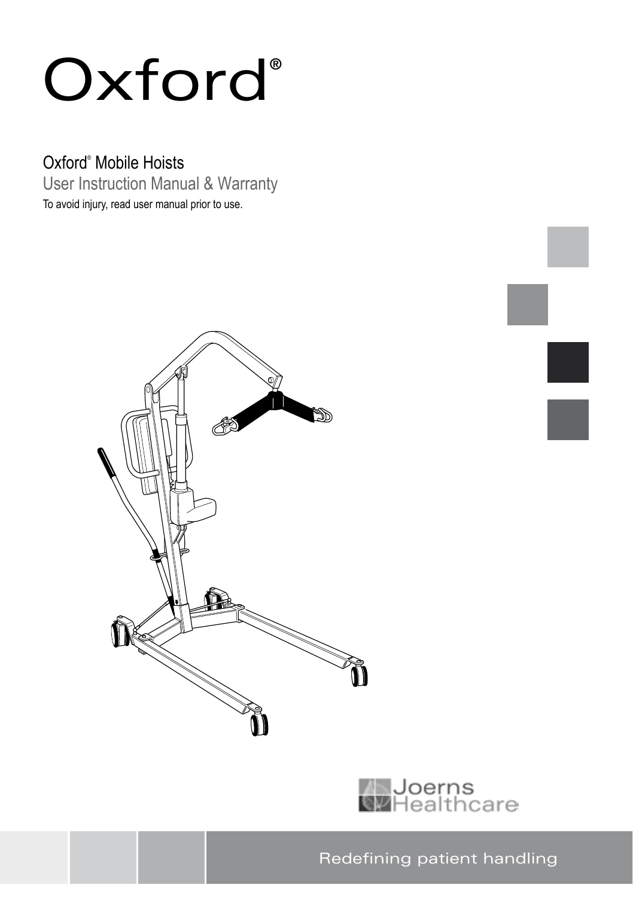# Oxford®

## Oxford® Mobile Hoists

User Instruction Manual & Warranty

To avoid injury, read user manual prior to use.

Joerns Healthcare

Redefining patient handling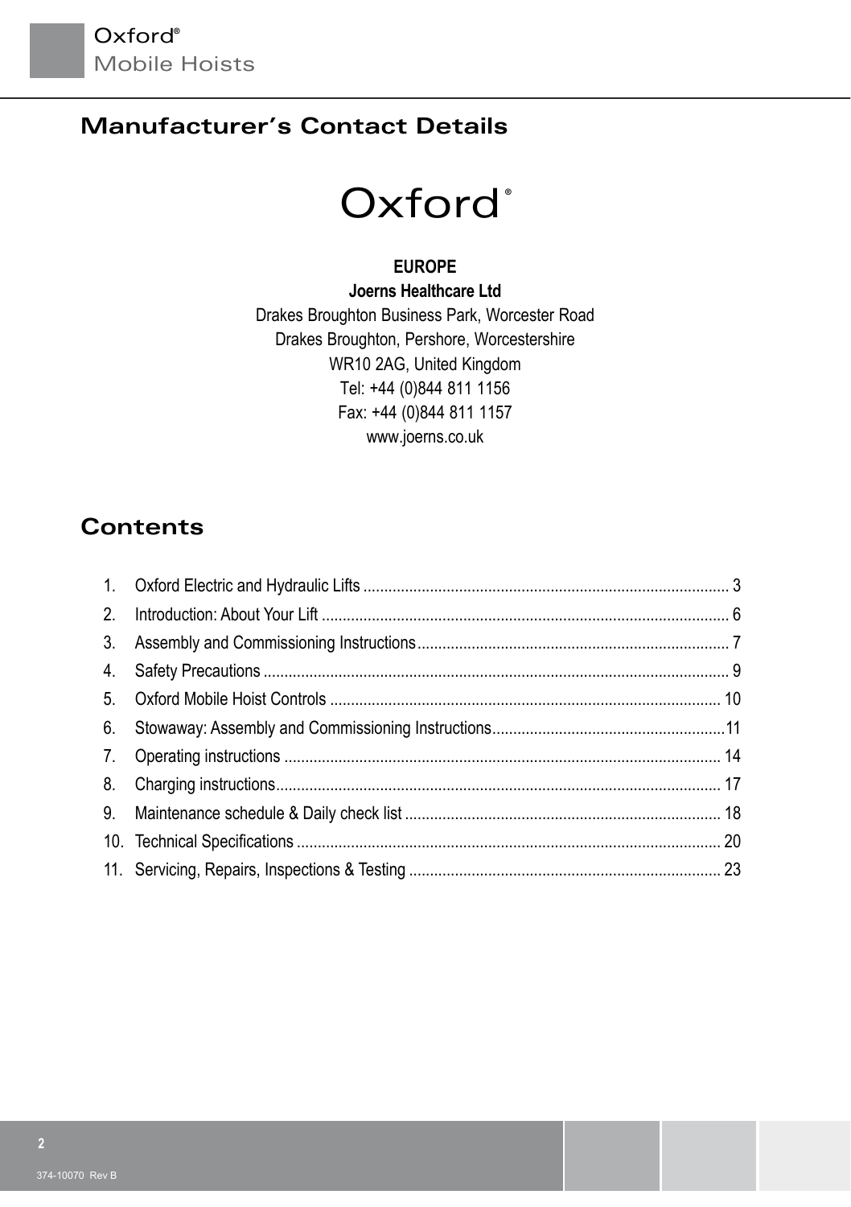## Manufacturer's Contact Details

Oxford®

**EUROPE**

**Joerns Healthcare Ltd**

Drakes Broughton Business Park, Worcester Road
Drakes Broughton, Pershore, Worcestershire
WR10 2AG, United Kingdom
Tel: +44 (0)844 811 1156
Fax: +44 (0)844 811 1157
www.joerns.co.uk

## Contents

1. Oxford Electric and Hydraulic Lifts ........................................ 3
2. Introduction: About Your Lift ........................................ 6
3. Assembly and Commissioning Instructions ........................................ 7
4. Safety Precautions ........................................ 9
5. Oxford Mobile Hoist Controls ........................................ 10
6. Stowaway: Assembly and Commissioning Instructions ........................................ 11
7. Operating instructions ........................................ 14
8. Charging instructions ........................................ 17
9. Maintenance schedule & Daily check list ........................................ 18
10. Technical Specifications ........................................ 20
11. Servicing, Repairs, Inspections & Testing ........................................ 23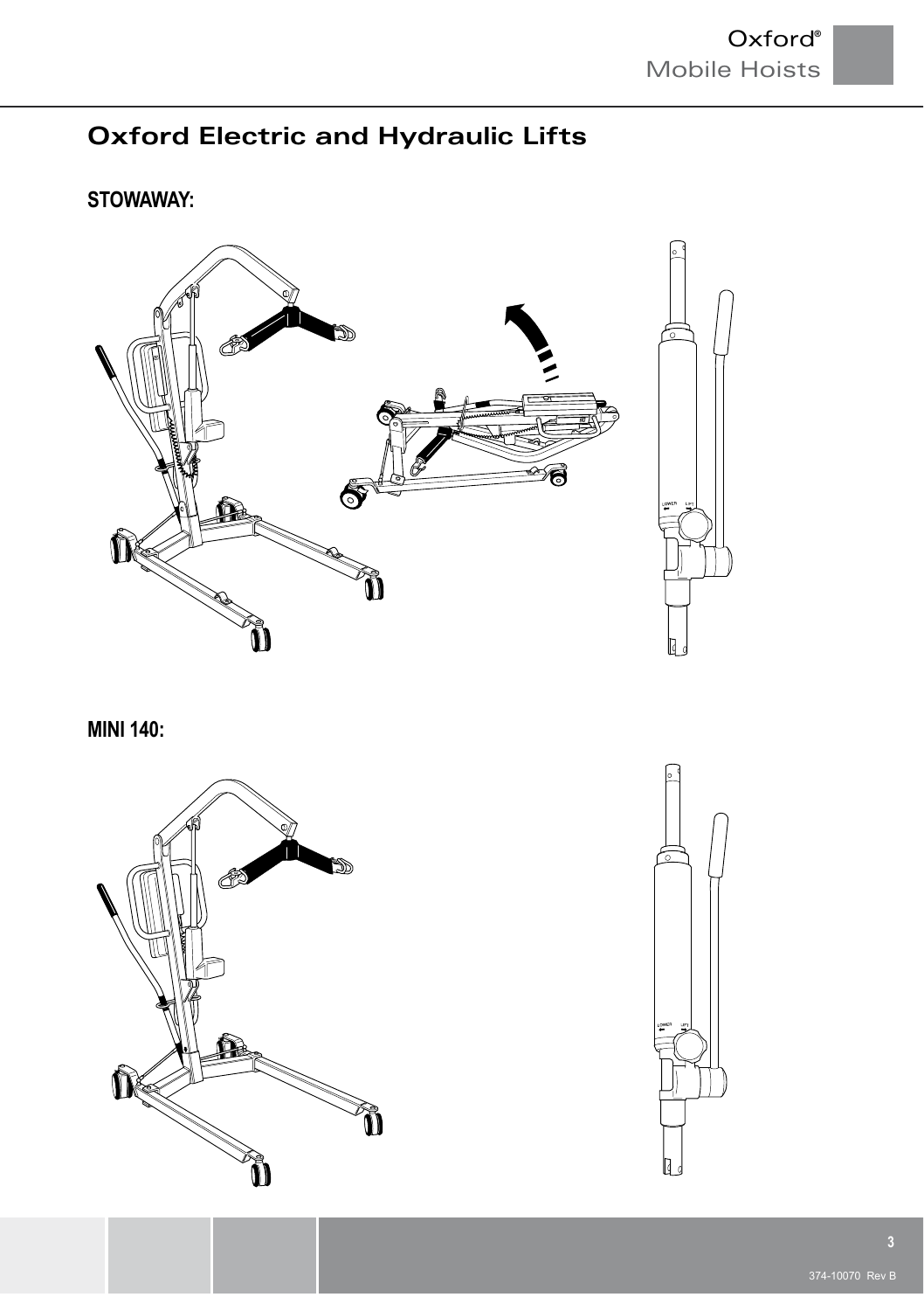# Oxford Electric and Hydraulic Lifts

## STOWAWAY:

## MINI 140: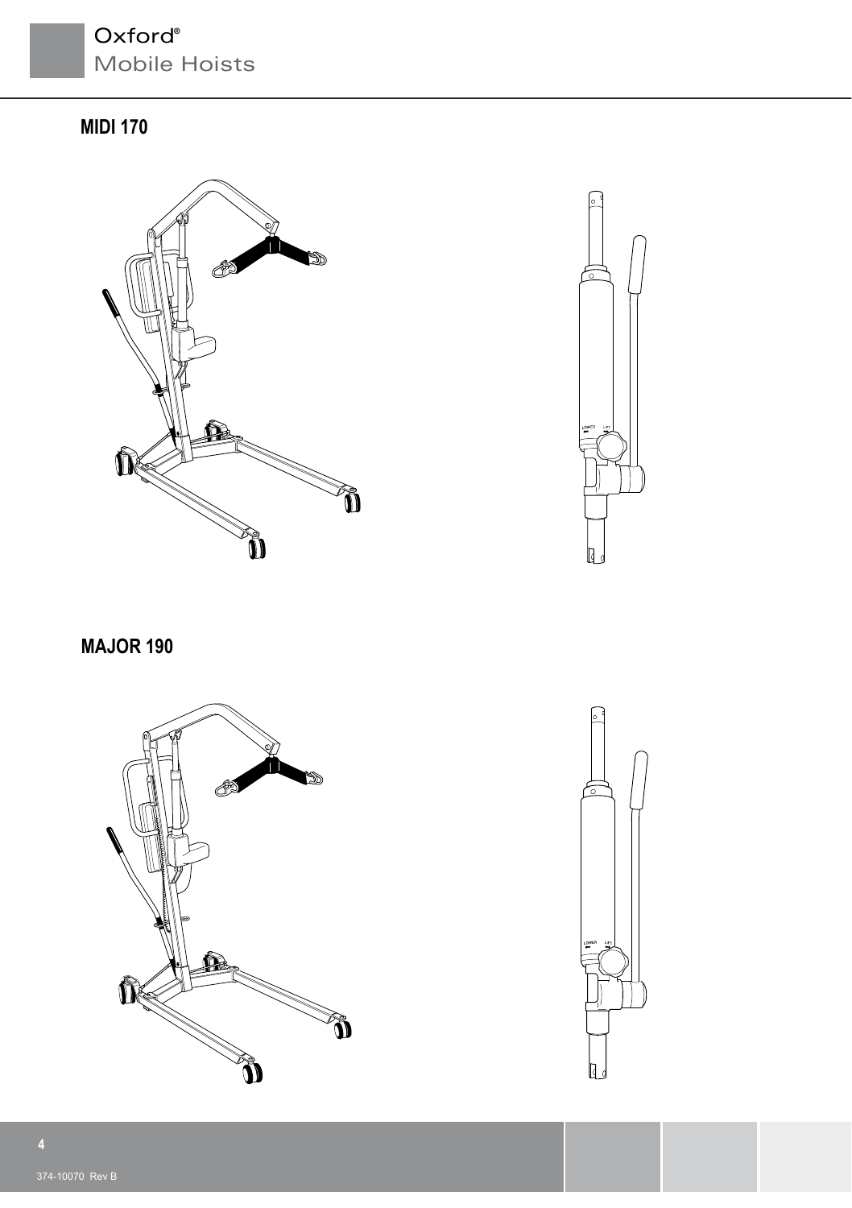## MIDI 170

## MAJOR 190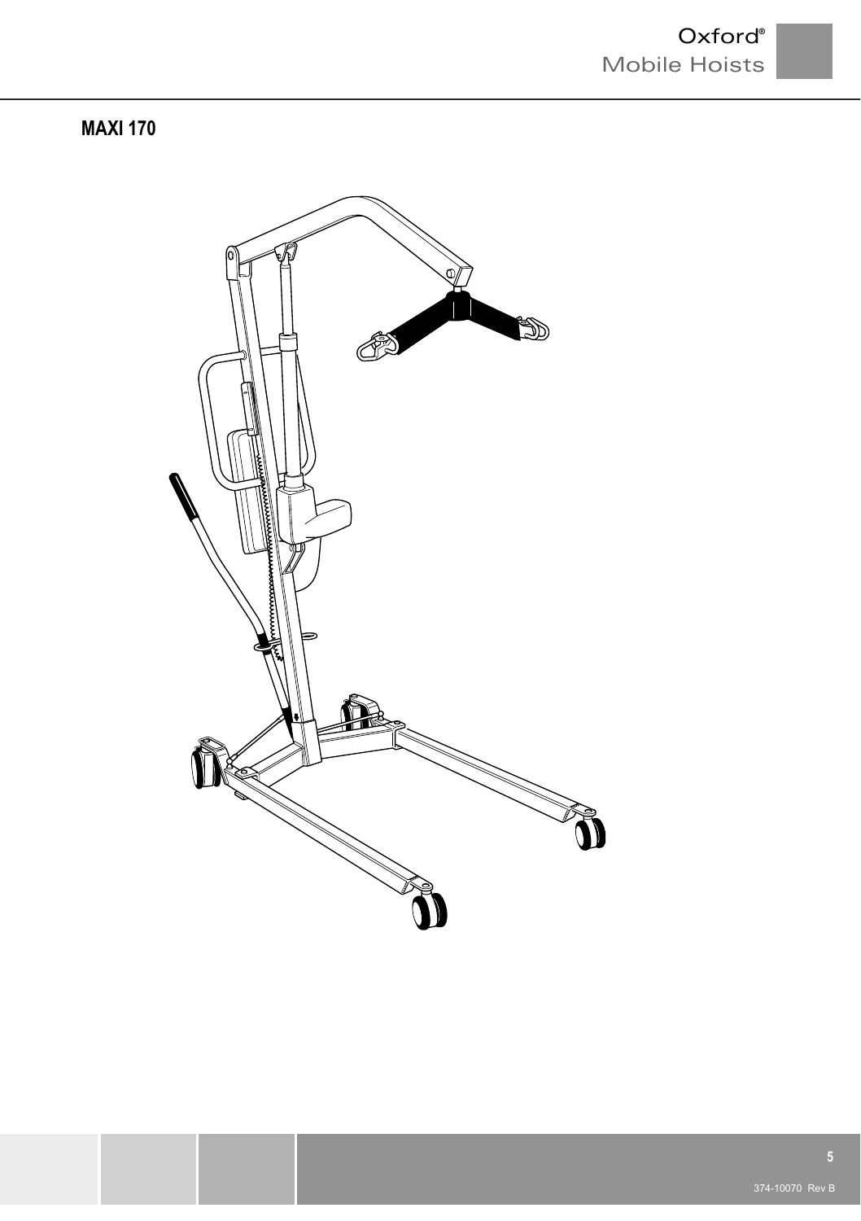## MAXI 170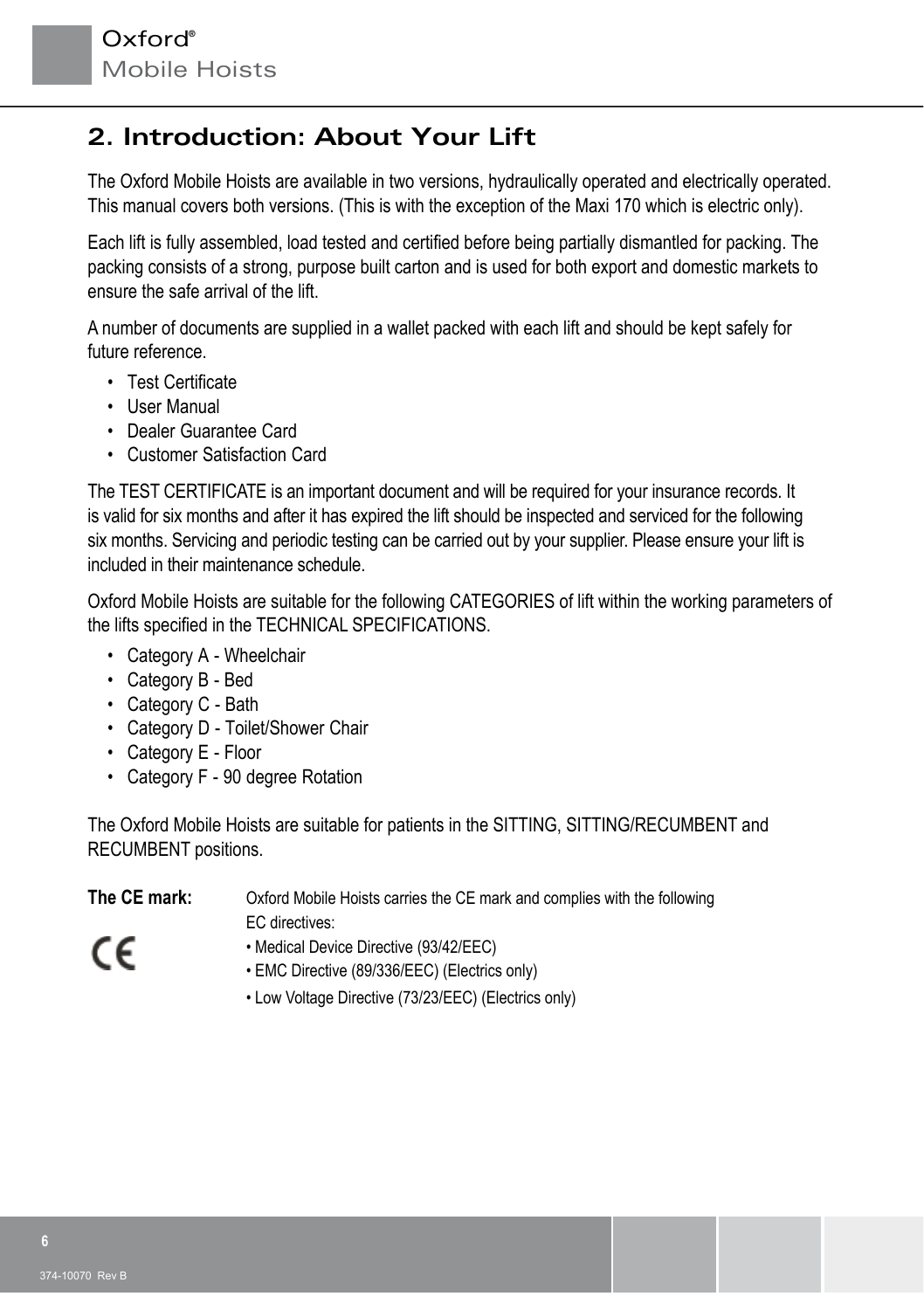## 2. Introduction: About Your Lift

The Oxford Mobile Hoists are available in two versions, hydraulically operated and electrically operated. This manual covers both versions. (This is with the exception of the Maxi 170 which is electric only).

Each lift is fully assembled, load tested and certified before being partially dismantled for packing. The packing consists of a strong, purpose built carton and is used for both export and domestic markets to ensure the safe arrival of the lift.

A number of documents are supplied in a wallet packed with each lift and should be kept safely for future reference.

- Test Certificate
- User Manual
- Dealer Guarantee Card
- Customer Satisfaction Card

The TEST CERTIFICATE is an important document and will be required for your insurance records. It is valid for six months and after it has expired the lift should be inspected and serviced for the following six months. Servicing and periodic testing can be carried out by your supplier. Please ensure your lift is included in their maintenance schedule.

Oxford Mobile Hoists are suitable for the following CATEGORIES of lift within the working parameters of the lifts specified in the TECHNICAL SPECIFICATIONS.

- Category A - Wheelchair
- Category B - Bed
- Category C - Bath
- Category D - Toilet/Shower Chair
- Category E - Floor
- Category F - 90 degree Rotation

The Oxford Mobile Hoists are suitable for patients in the SITTING, SITTING/RECUMBENT and RECUMBENT positions.

**The CE mark:** Oxford Mobile Hoists carries the CE mark and complies with the following EC directives:

CE

- Medical Device Directive (93/42/EEC)
- EMC Directive (89/336/EEC) (Electrics only)
- Low Voltage Directive (73/23/EEC) (Electrics only)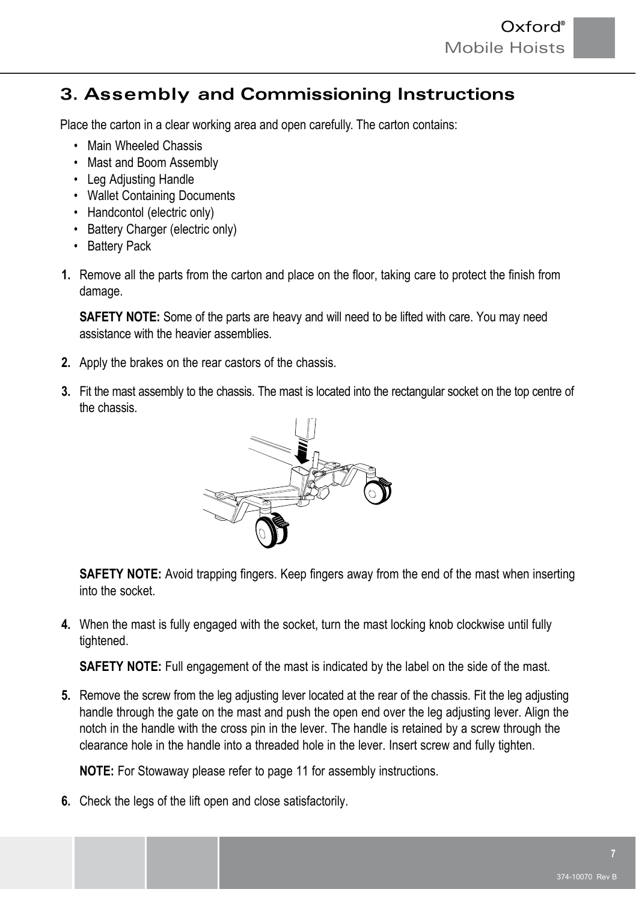## 3. Assembly and Commissioning Instructions

Place the carton in a clear working area and open carefully. The carton contains:

- Main Wheeled Chassis
- Mast and Boom Assembly
- Leg Adjusting Handle
- Wallet Containing Documents
- Handcontol (electric only)
- Battery Charger (electric only)
- Battery Pack

**1.** Remove all the parts from the carton and place on the floor, taking care to protect the finish from damage.

**SAFETY NOTE:** Some of the parts are heavy and will need to be lifted with care. You may need assistance with the heavier assemblies.

**2.** Apply the brakes on the rear castors of the chassis.

**3.** Fit the mast assembly to the chassis. The mast is located into the rectangular socket on the top centre of the chassis.

**SAFETY NOTE:** Avoid trapping fingers. Keep fingers away from the end of the mast when inserting into the socket.

**4.** When the mast is fully engaged with the socket, turn the mast locking knob clockwise until fully tightened.

**SAFETY NOTE:** Full engagement of the mast is indicated by the label on the side of the mast.

**5.** Remove the screw from the leg adjusting lever located at the rear of the chassis. Fit the leg adjusting handle through the gate on the mast and push the open end over the leg adjusting lever. Align the notch in the handle with the cross pin in the lever. The handle is retained by a screw through the clearance hole in the handle into a threaded hole in the lever. Insert screw and fully tighten.

**NOTE:** For Stowaway please refer to page 11 for assembly instructions.

**6.** Check the legs of the lift open and close satisfactorily.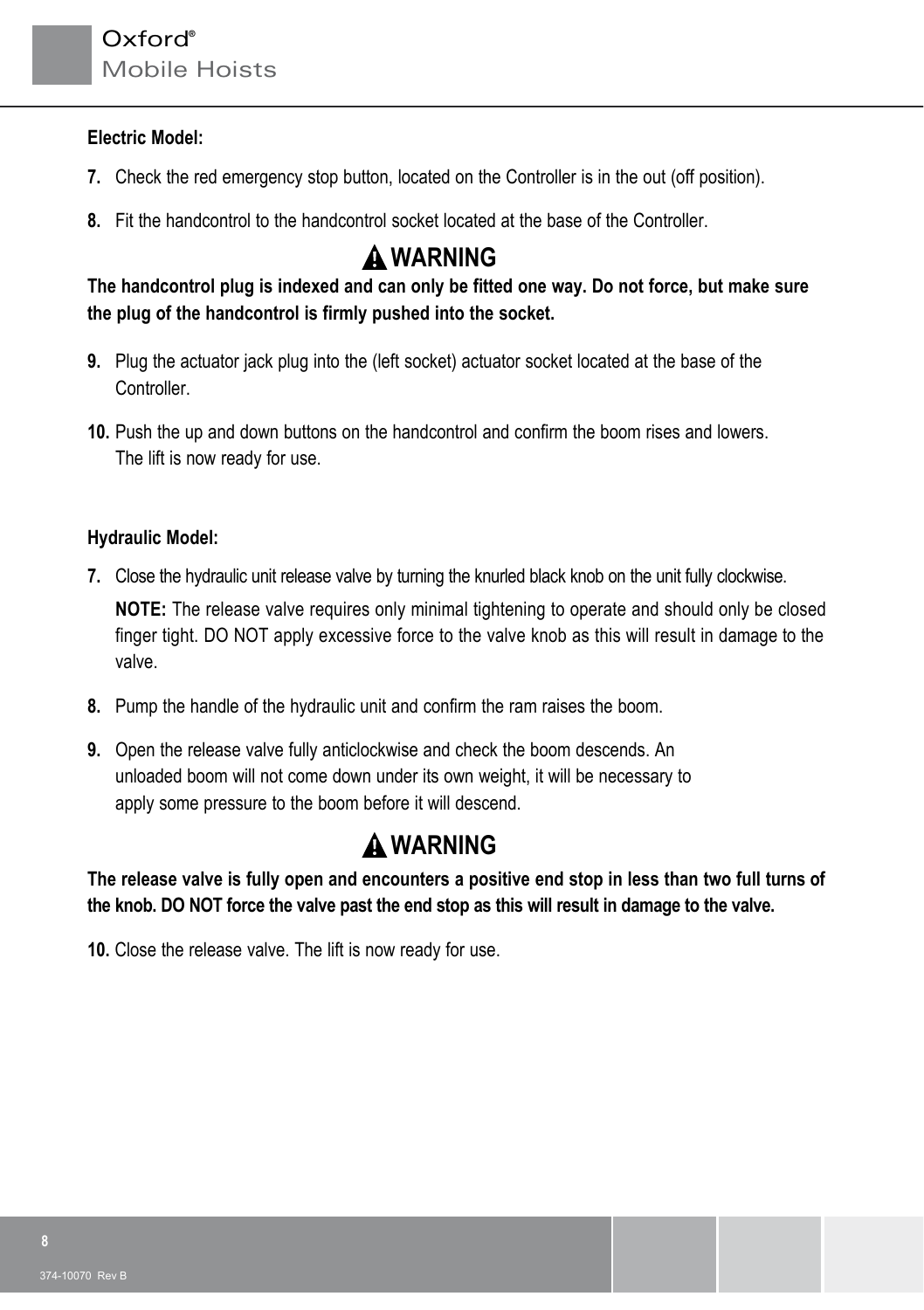**Electric Model:**

7. Check the red emergency stop button, located on the Controller is in the out (off position).
8. Fit the handcontrol to the handcontrol socket located at the base of the Controller.

## ⚠ WARNING

**The handcontrol plug is indexed and can only be fitted one way. Do not force, but make sure the plug of the handcontrol is firmly pushed into the socket.**

9. Plug the actuator jack plug into the (left socket) actuator socket located at the base of the Controller.
10. Push the up and down buttons on the handcontrol and confirm the boom rises and lowers. The lift is now ready for use.

**Hydraulic Model:**

7. Close the hydraulic unit release valve by turning the knurled black knob on the unit fully clockwise.

   **NOTE:** The release valve requires only minimal tightening to operate and should only be closed finger tight. DO NOT apply excessive force to the valve knob as this will result in damage to the valve.

8. Pump the handle of the hydraulic unit and confirm the ram raises the boom.
9. Open the release valve fully anticlockwise and check the boom descends. An unloaded boom will not come down under its own weight, it will be necessary to apply some pressure to the boom before it will descend.

## ⚠ WARNING

**The release valve is fully open and encounters a positive end stop in less than two full turns of the knob. DO NOT force the valve past the end stop as this will result in damage to the valve.**

10. Close the release valve. The lift is now ready for use.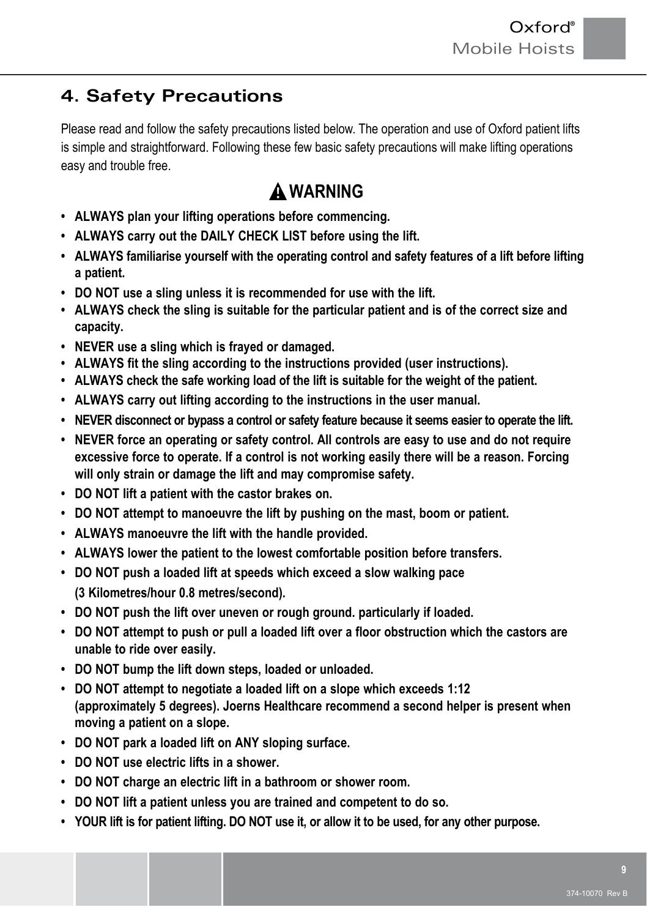## 4. Safety Precautions

Please read and follow the safety precautions listed below. The operation and use of Oxford patient lifts is simple and straightforward. Following these few basic safety precautions will make lifting operations easy and trouble free.

### ⚠ WARNING

- **ALWAYS plan your lifting operations before commencing.**
- **ALWAYS carry out the DAILY CHECK LIST before using the lift.**
- **ALWAYS familiarise yourself with the operating control and safety features of a lift before lifting a patient.**
- **DO NOT use a sling unless it is recommended for use with the lift.**
- **ALWAYS check the sling is suitable for the particular patient and is of the correct size and capacity.**
- **NEVER use a sling which is frayed or damaged.**
- **ALWAYS fit the sling according to the instructions provided (user instructions).**
- **ALWAYS check the safe working load of the lift is suitable for the weight of the patient.**
- **ALWAYS carry out lifting according to the instructions in the user manual.**
- **NEVER disconnect or bypass a control or safety feature because it seems easier to operate the lift.**
- **NEVER force an operating or safety control. All controls are easy to use and do not require excessive force to operate. If a control is not working easily there will be a reason. Forcing will only strain or damage the lift and may compromise safety.**
- **DO NOT lift a patient with the castor brakes on.**
- **DO NOT attempt to manoeuvre the lift by pushing on the mast, boom or patient.**
- **ALWAYS manoeuvre the lift with the handle provided.**
- **ALWAYS lower the patient to the lowest comfortable position before transfers.**
- **DO NOT push a loaded lift at speeds which exceed a slow walking pace (3 Kilometres/hour 0.8 metres/second).**
- **DO NOT push the lift over uneven or rough ground. particularly if loaded.**
- **DO NOT attempt to push or pull a loaded lift over a floor obstruction which the castors are unable to ride over easily.**
- **DO NOT bump the lift down steps, loaded or unloaded.**
- **DO NOT attempt to negotiate a loaded lift on a slope which exceeds 1:12 (approximately 5 degrees). Joerns Healthcare recommend a second helper is present when moving a patient on a slope.**
- **DO NOT park a loaded lift on ANY sloping surface.**
- **DO NOT use electric lifts in a shower.**
- **DO NOT charge an electric lift in a bathroom or shower room.**
- **DO NOT lift a patient unless you are trained and competent to do so.**
- **YOUR lift is for patient lifting. DO NOT use it, or allow it to be used, for any other purpose.**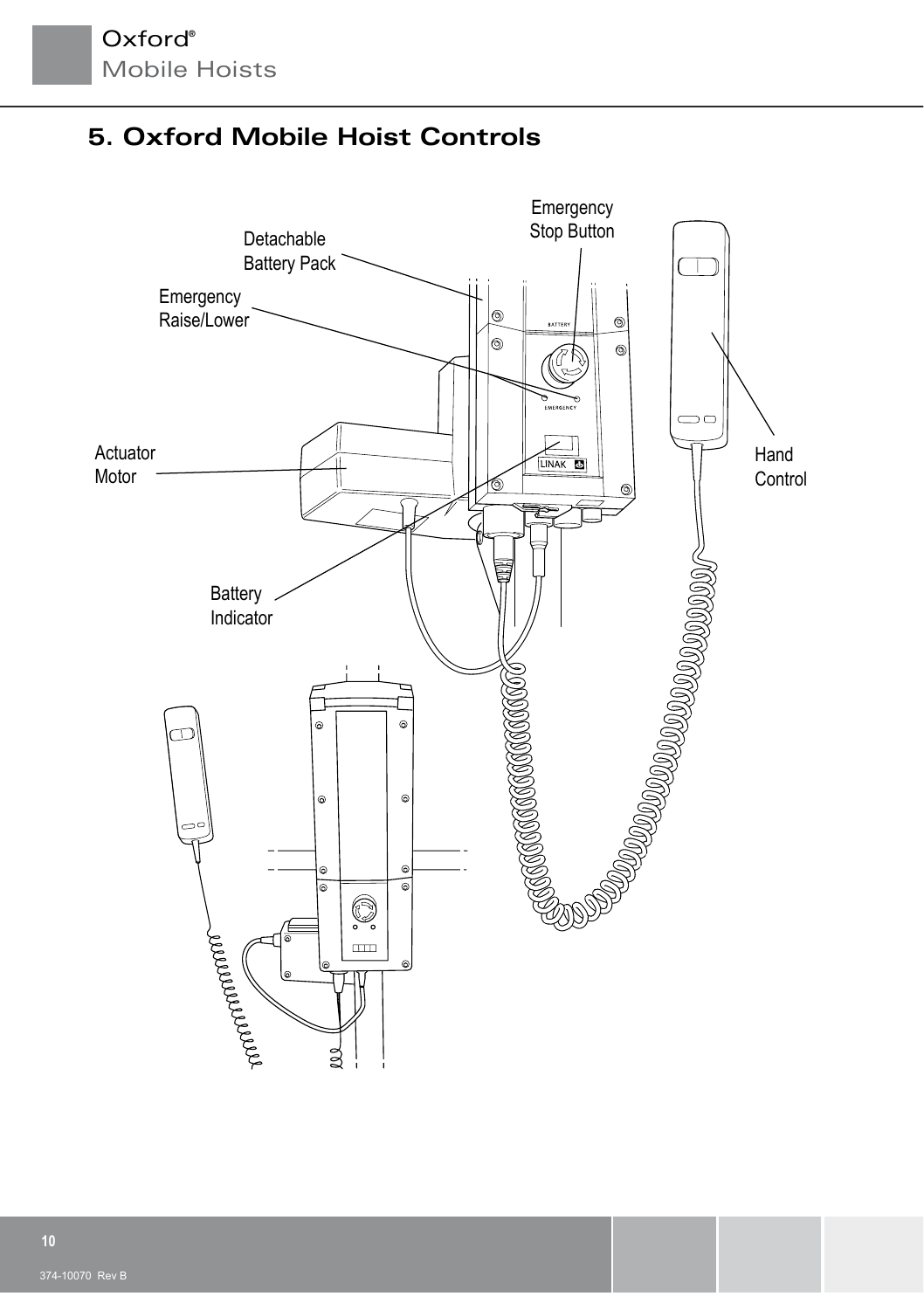# 5. Oxford Mobile Hoist Controls

Detachable Battery Pack

Emergency Stop Button

Emergency Raise/Lower

Actuator Motor

Hand Control

Battery Indicator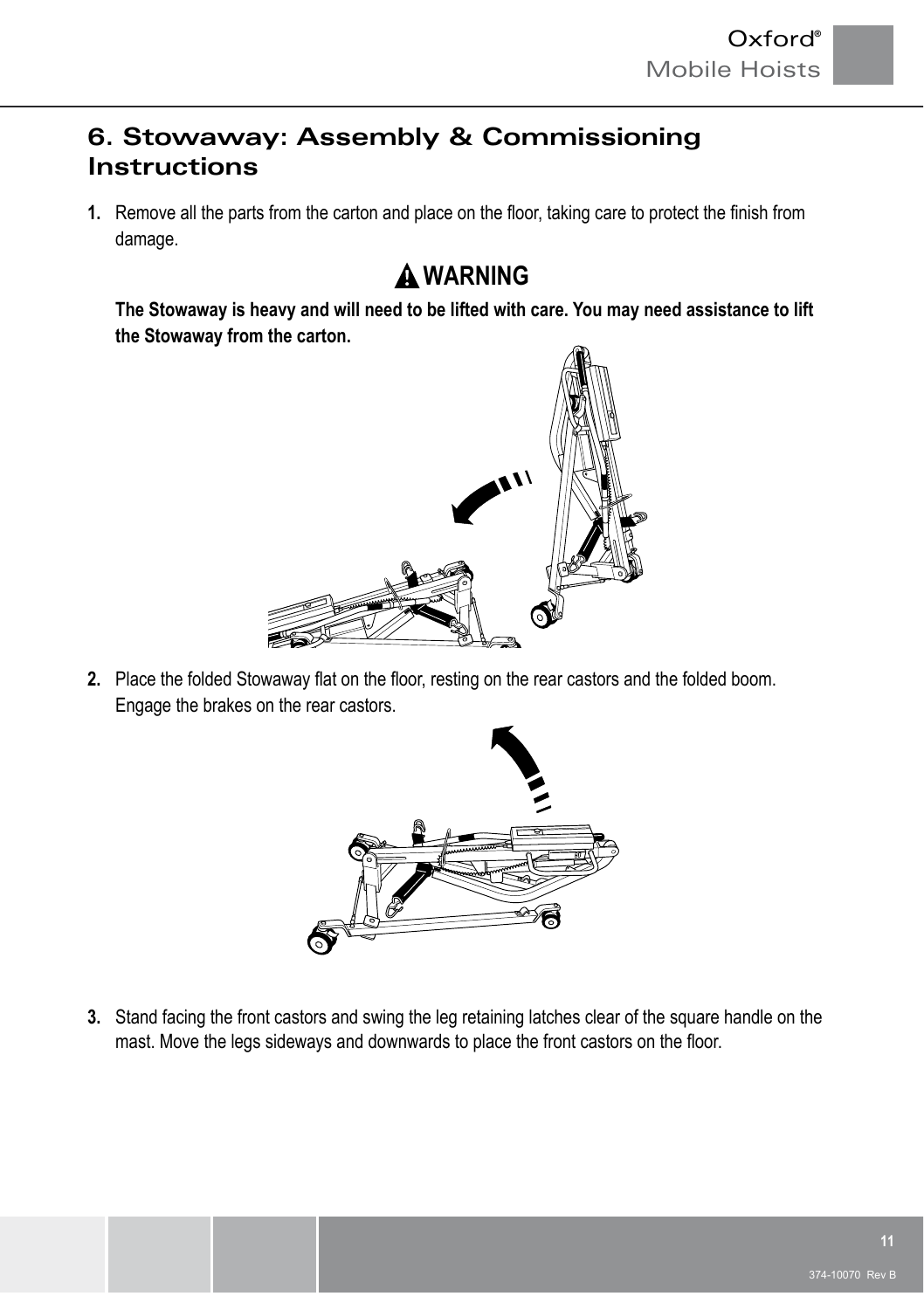## 6. Stowaway: Assembly & Commissioning Instructions

1. Remove all the parts from the carton and place on the floor, taking care to protect the finish from damage.

**⚠ WARNING**

**The Stowaway is heavy and will need to be lifted with care. You may need assistance to lift the Stowaway from the carton.**

2. Place the folded Stowaway flat on the floor, resting on the rear castors and the folded boom. Engage the brakes on the rear castors.

3. Stand facing the front castors and swing the leg retaining latches clear of the square handle on the mast. Move the legs sideways and downwards to place the front castors on the floor.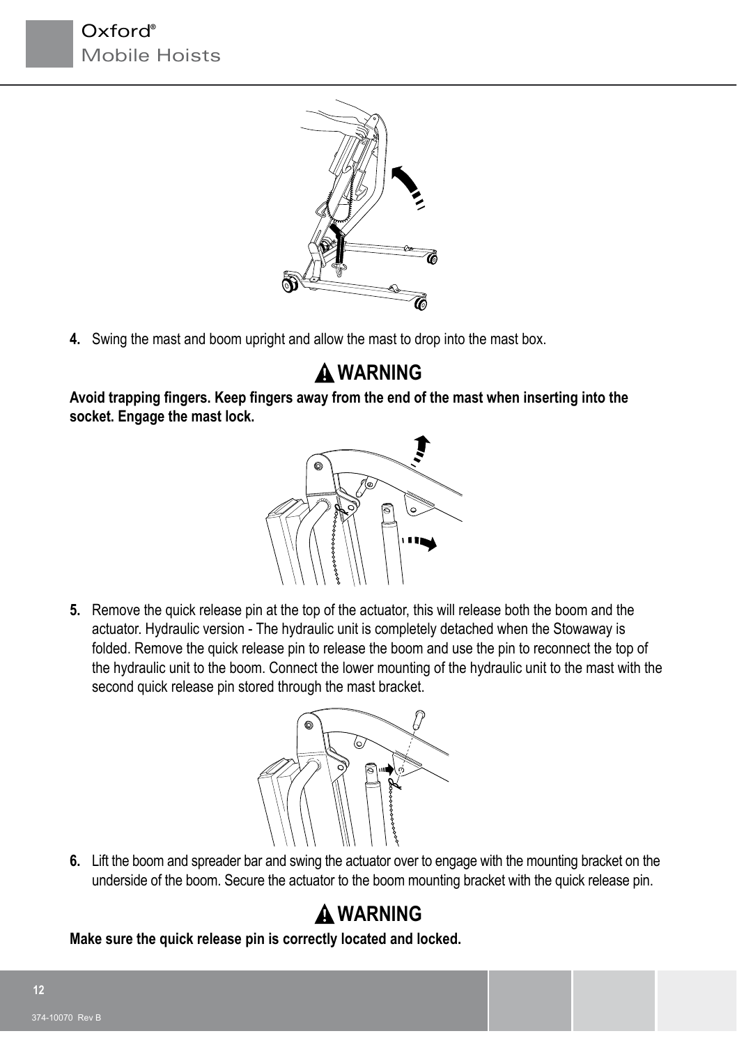4. Swing the mast and boom upright and allow the mast to drop into the mast box.

## ⚠ WARNING

**Avoid trapping fingers. Keep fingers away from the end of the mast when inserting into the socket. Engage the mast lock.**

5. Remove the quick release pin at the top of the actuator, this will release both the boom and the actuator. Hydraulic version - The hydraulic unit is completely detached when the Stowaway is folded. Remove the quick release pin to release the boom and use the pin to reconnect the top of the hydraulic unit to the boom. Connect the lower mounting of the hydraulic unit to the mast with the second quick release pin stored through the mast bracket.

6. Lift the boom and spreader bar and swing the actuator over to engage with the mounting bracket on the underside of the boom. Secure the actuator to the boom mounting bracket with the quick release pin.

## ⚠ WARNING

**Make sure the quick release pin is correctly located and locked.**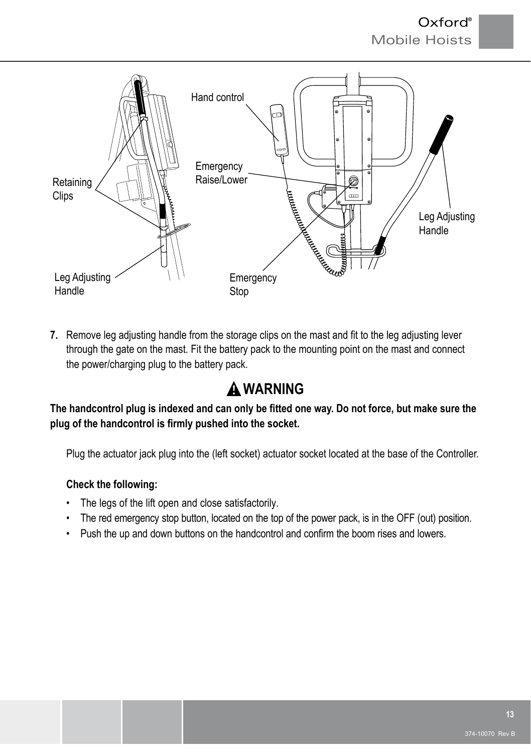Hand control

Retaining Clips

Emergency Raise/Lower

Leg Adjusting Handle

Leg Adjusting Handle

Emergency Stop

**7.** Remove leg adjusting handle from the storage clips on the mast and fit to the leg adjusting lever through the gate on the mast. Fit the battery pack to the mounting point on the mast and connect the power/charging plug to the battery pack.

## ⚠ WARNING

**The handcontrol plug is indexed and can only be fitted one way. Do not force, but make sure the plug of the handcontrol is firmly pushed into the socket.**

Plug the actuator jack plug into the (left socket) actuator socket located at the base of the Controller.

**Check the following:**

- The legs of the lift open and close satisfactorily.
- The red emergency stop button, located on the top of the power pack, is in the OFF (out) position.
- Push the up and down buttons on the handcontrol and confirm the boom rises and lowers.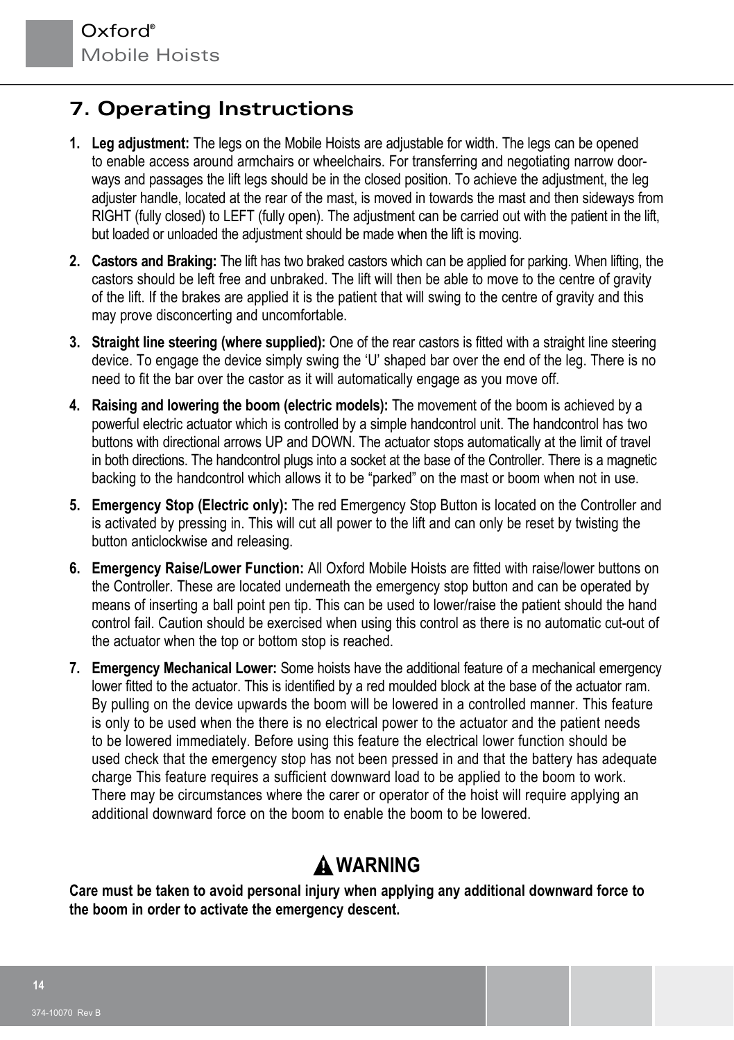## 7. Operating Instructions

1. **Leg adjustment:** The legs on the Mobile Hoists are adjustable for width. The legs can be opened to enable access around armchairs or wheelchairs. For transferring and negotiating narrow doorways and passages the lift legs should be in the closed position. To achieve the adjustment, the leg adjuster handle, located at the rear of the mast, is moved in towards the mast and then sideways from RIGHT (fully closed) to LEFT (fully open). The adjustment can be carried out with the patient in the lift, but loaded or unloaded the adjustment should be made when the lift is moving.

2. **Castors and Braking:** The lift has two braked castors which can be applied for parking. When lifting, the castors should be left free and unbraked. The lift will then be able to move to the centre of gravity of the lift. If the brakes are applied it is the patient that will swing to the centre of gravity and this may prove disconcerting and uncomfortable.

3. **Straight line steering (where supplied):** One of the rear castors is fitted with a straight line steering device. To engage the device simply swing the 'U' shaped bar over the end of the leg. There is no need to fit the bar over the castor as it will automatically engage as you move off.

4. **Raising and lowering the boom (electric models):** The movement of the boom is achieved by a powerful electric actuator which is controlled by a simple handcontrol unit. The handcontrol has two buttons with directional arrows UP and DOWN. The actuator stops automatically at the limit of travel in both directions. The handcontrol plugs into a socket at the base of the Controller. There is a magnetic backing to the handcontrol which allows it to be "parked" on the mast or boom when not in use.

5. **Emergency Stop (Electric only):** The red Emergency Stop Button is located on the Controller and is activated by pressing in. This will cut all power to the lift and can only be reset by twisting the button anticlockwise and releasing.

6. **Emergency Raise/Lower Function:** All Oxford Mobile Hoists are fitted with raise/lower buttons on the Controller. These are located underneath the emergency stop button and can be operated by means of inserting a ball point pen tip. This can be used to lower/raise the patient should the hand control fail. Caution should be exercised when using this control as there is no automatic cut-out of the actuator when the top or bottom stop is reached.

7. **Emergency Mechanical Lower:** Some hoists have the additional feature of a mechanical emergency lower fitted to the actuator. This is identified by a red moulded block at the base of the actuator ram. By pulling on the device upwards the boom will be lowered in a controlled manner. This feature is only to be used when the there is no electrical power to the actuator and the patient needs to be lowered immediately. Before using this feature the electrical lower function should be used check that the emergency stop has not been pressed in and that the battery has adequate charge This feature requires a sufficient downward load to be applied to the boom to work. There may be circumstances where the carer or operator of the hoist will require applying an additional downward force on the boom to enable the boom to be lowered.

### ⚠ WARNING

**Care must be taken to avoid personal injury when applying any additional downward force to the boom in order to activate the emergency descent.**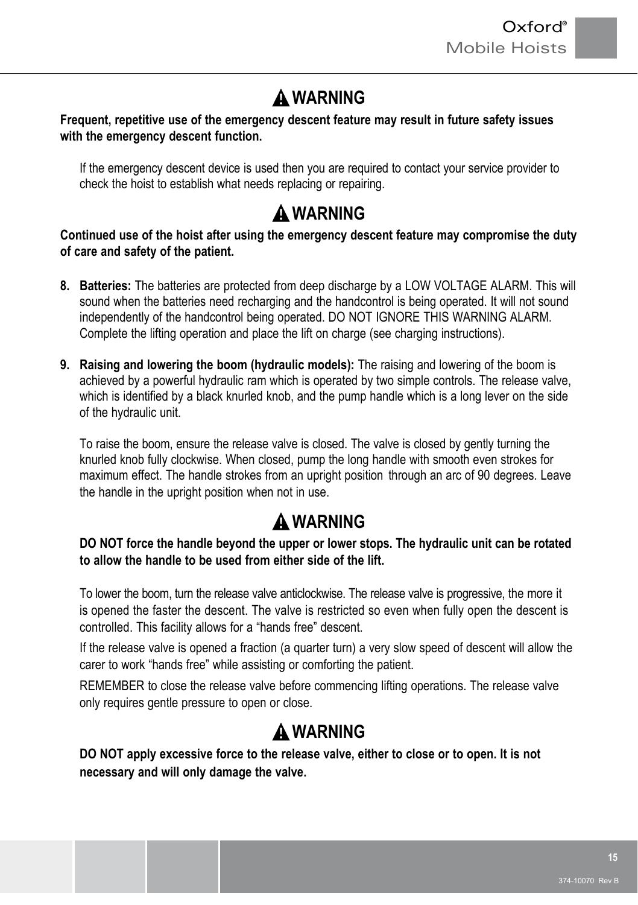## ⚠ WARNING

**Frequent, repetitive use of the emergency descent feature may result in future safety issues with the emergency descent function.**

If the emergency descent device is used then you are required to contact your service provider to check the hoist to establish what needs replacing or repairing.

## ⚠ WARNING

**Continued use of the hoist after using the emergency descent feature may compromise the duty of care and safety of the patient.**

8. **Batteries:** The batteries are protected from deep discharge by a LOW VOLTAGE ALARM. This will sound when the batteries need recharging and the handcontrol is being operated. It will not sound independently of the handcontrol being operated. DO NOT IGNORE THIS WARNING ALARM. Complete the lifting operation and place the lift on charge (see charging instructions).

9. **Raising and lowering the boom (hydraulic models):** The raising and lowering of the boom is achieved by a powerful hydraulic ram which is operated by two simple controls. The release valve, which is identified by a black knurled knob, and the pump handle which is a long lever on the side of the hydraulic unit.

   To raise the boom, ensure the release valve is closed. The valve is closed by gently turning the knurled knob fully clockwise. When closed, pump the long handle with smooth even strokes for maximum effect. The handle strokes from an upright position through an arc of 90 degrees. Leave the handle in the upright position when not in use.

## ⚠ WARNING

**DO NOT force the handle beyond the upper or lower stops. The hydraulic unit can be rotated to allow the handle to be used from either side of the lift.**

To lower the boom, turn the release valve anticlockwise. The release valve is progressive, the more it is opened the faster the descent. The valve is restricted so even when fully open the descent is controlled. This facility allows for a "hands free" descent.

If the release valve is opened a fraction (a quarter turn) a very slow speed of descent will allow the carer to work "hands free" while assisting or comforting the patient.

REMEMBER to close the release valve before commencing lifting operations. The release valve only requires gentle pressure to open or close.

## ⚠ WARNING

**DO NOT apply excessive force to the release valve, either to close or to open. It is not necessary and will only damage the valve.**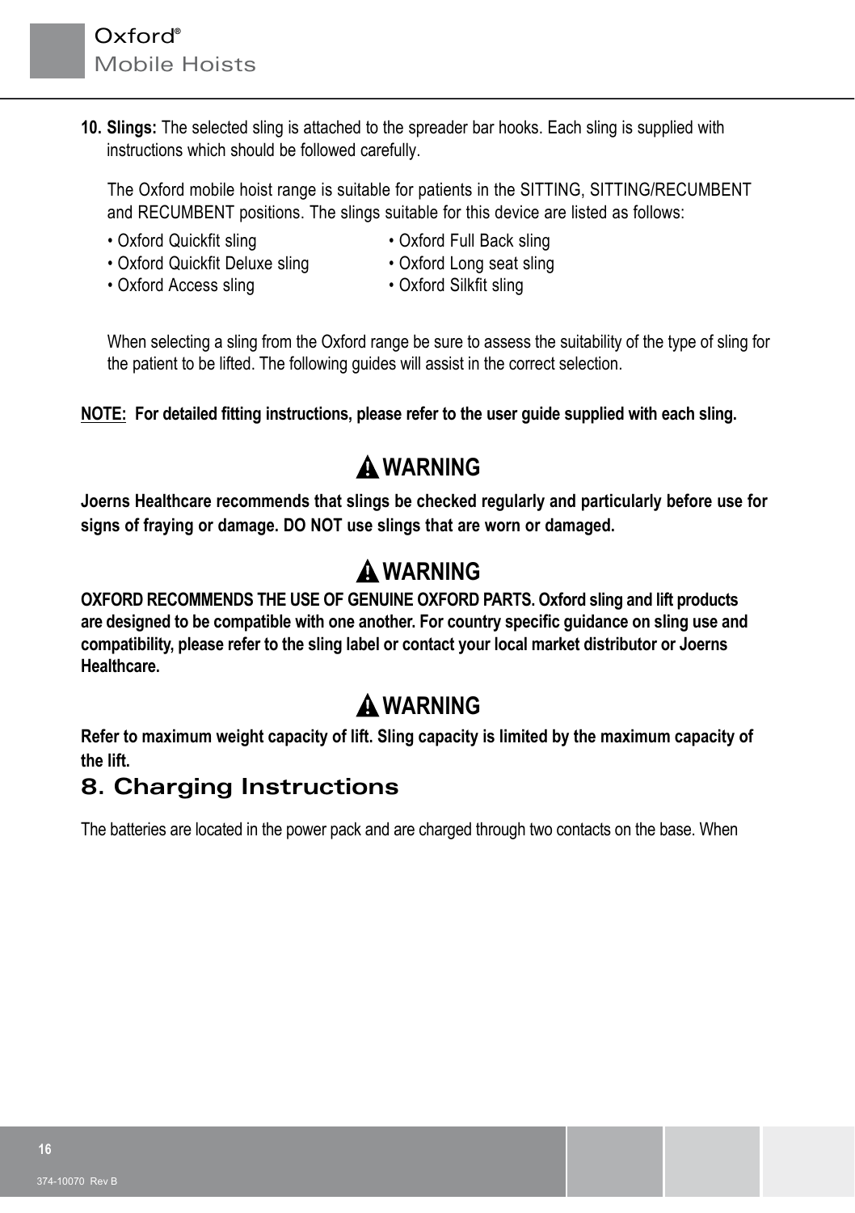10. **Slings:** The selected sling is attached to the spreader bar hooks. Each sling is supplied with instructions which should be followed carefully.

    The Oxford mobile hoist range is suitable for patients in the SITTING, SITTING/RECUMBENT and RECUMBENT positions. The slings suitable for this device are listed as follows:

    - Oxford Quickfit sling
    - Oxford Quickfit Deluxe sling
    - Oxford Access sling
    - Oxford Full Back sling
    - Oxford Long seat sling
    - Oxford Silkfit sling

    When selecting a sling from the Oxford range be sure to assess the suitability of the type of sling for the patient to be lifted. The following guides will assist in the correct selection.

**NOTE: For detailed fitting instructions, please refer to the user guide supplied with each sling.**

### ⚠ WARNING

**Joerns Healthcare recommends that slings be checked regularly and particularly before use for signs of fraying or damage. DO NOT use slings that are worn or damaged.**

### ⚠ WARNING

**OXFORD RECOMMENDS THE USE OF GENUINE OXFORD PARTS. Oxford sling and lift products are designed to be compatible with one another. For country specific guidance on sling use and compatibility, please refer to the sling label or contact your local market distributor or Joerns Healthcare.**

### ⚠ WARNING

**Refer to maximum weight capacity of lift. Sling capacity is limited by the maximum capacity of the lift.**

## 8. Charging Instructions

The batteries are located in the power pack and are charged through two contacts on the base. When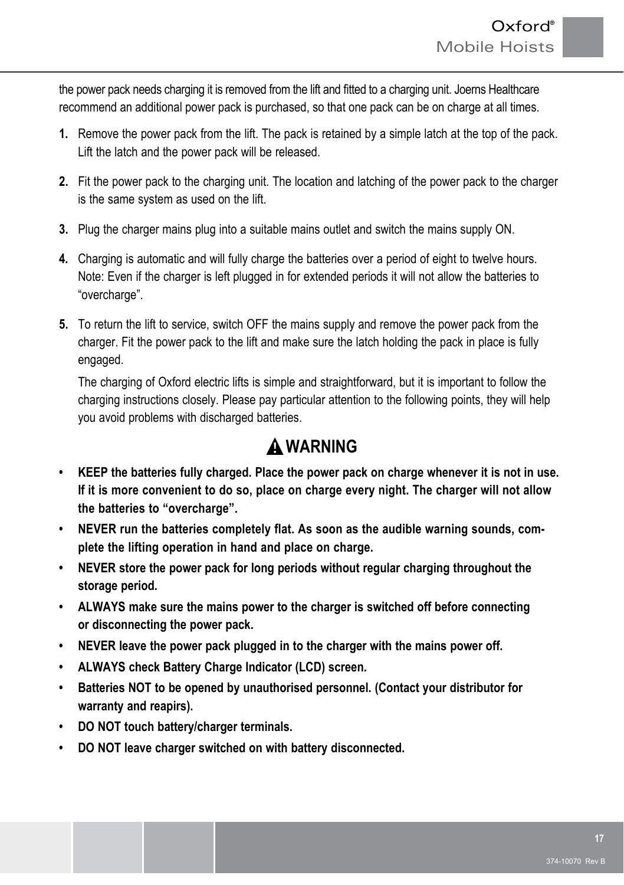the power pack needs charging it is removed from the lift and fitted to a charging unit. Joerns Healthcare recommend an additional power pack is purchased, so that one pack can be on charge at all times.

1. Remove the power pack from the lift. The pack is retained by a simple latch at the top of the pack. Lift the latch and the power pack will be released.

2. Fit the power pack to the charging unit. The location and latching of the power pack to the charger is the same system as used on the lift.

3. Plug the charger mains plug into a suitable mains outlet and switch the mains supply ON.

4. Charging is automatic and will fully charge the batteries over a period of eight to twelve hours. Note: Even if the charger is left plugged in for extended periods it will not allow the batteries to “overcharge”.

5. To return the lift to service, switch OFF the mains supply and remove the power pack from the charger. Fit the power pack to the lift and make sure the latch holding the pack in place is fully engaged.

   The charging of Oxford electric lifts is simple and straightforward, but it is important to follow the charging instructions closely. Please pay particular attention to the following points, they will help you avoid problems with discharged batteries.

## ⚠ WARNING

- **KEEP the batteries fully charged. Place the power pack on charge whenever it is not in use. If it is more convenient to do so, place on charge every night. The charger will not allow the batteries to “overcharge”.**
- **NEVER run the batteries completely flat. As soon as the audible warning sounds, complete the lifting operation in hand and place on charge.**
- **NEVER store the power pack for long periods without regular charging throughout the storage period.**
- **ALWAYS make sure the mains power to the charger is switched off before connecting or disconnecting the power pack.**
- **NEVER leave the power pack plugged in to the charger with the mains power off.**
- **ALWAYS check Battery Charge Indicator (LCD) screen.**
- **Batteries NOT to be opened by unauthorised personnel. (Contact your distributor for warranty and reapirs).**
- **DO NOT touch battery/charger terminals.**
- **DO NOT leave charger switched on with battery disconnected.**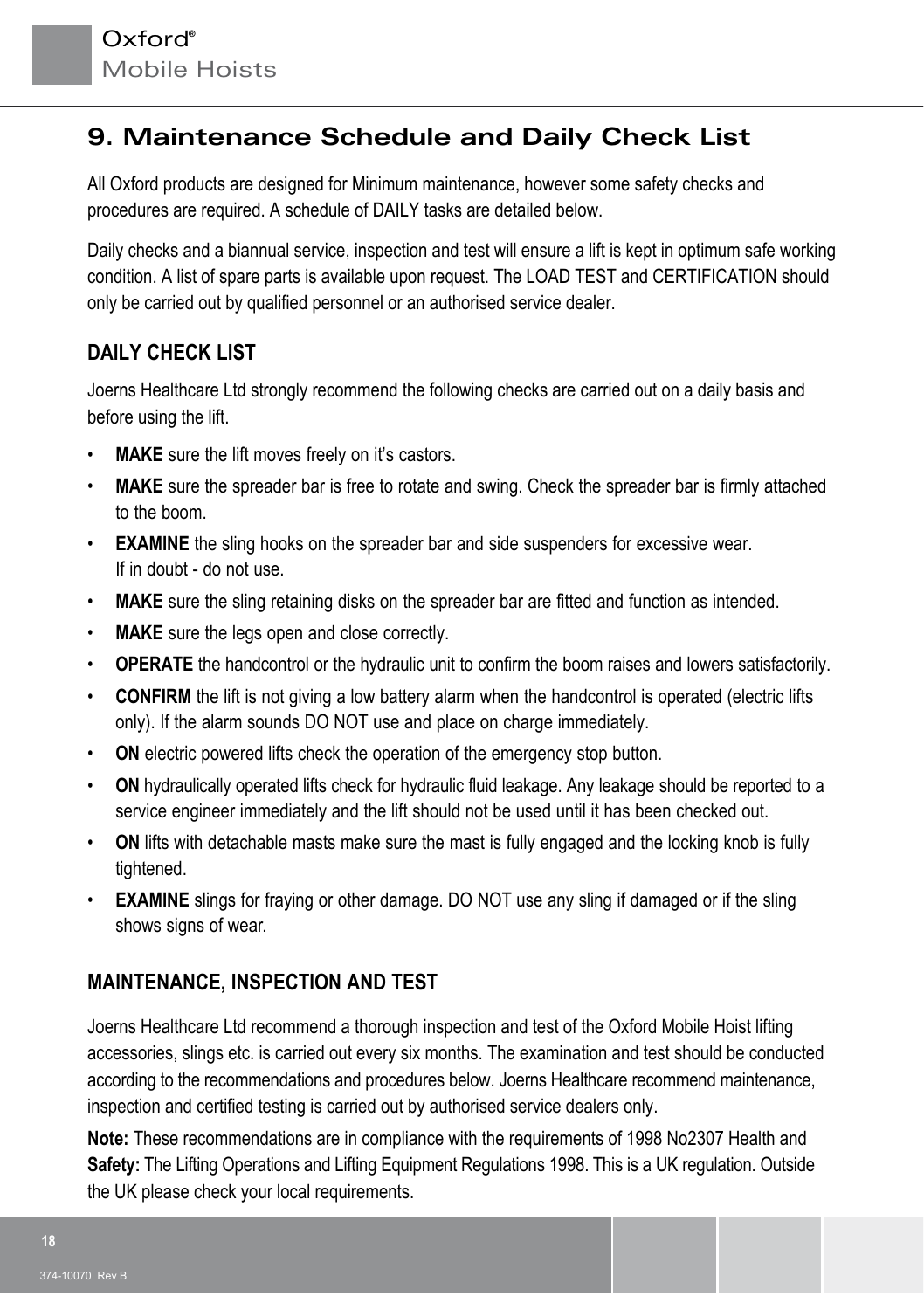## 9. Maintenance Schedule and Daily Check List

All Oxford products are designed for Minimum maintenance, however some safety checks and procedures are required. A schedule of DAILY tasks are detailed below.

Daily checks and a biannual service, inspection and test will ensure a lift is kept in optimum safe working condition. A list of spare parts is available upon request. The LOAD TEST and CERTIFICATION should only be carried out by qualified personnel or an authorised service dealer.

### DAILY CHECK LIST

Joerns Healthcare Ltd strongly recommend the following checks are carried out on a daily basis and before using the lift.

- **MAKE** sure the lift moves freely on it's castors.
- **MAKE** sure the spreader bar is free to rotate and swing. Check the spreader bar is firmly attached to the boom.
- **EXAMINE** the sling hooks on the spreader bar and side suspenders for excessive wear.
  If in doubt - do not use.
- **MAKE** sure the sling retaining disks on the spreader bar are fitted and function as intended.
- **MAKE** sure the legs open and close correctly.
- **OPERATE** the handcontrol or the hydraulic unit to confirm the boom raises and lowers satisfactorily.
- **CONFIRM** the lift is not giving a low battery alarm when the handcontrol is operated (electric lifts only). If the alarm sounds DO NOT use and place on charge immediately.
- **ON** electric powered lifts check the operation of the emergency stop button.
- **ON** hydraulically operated lifts check for hydraulic fluid leakage. Any leakage should be reported to a service engineer immediately and the lift should not be used until it has been checked out.
- **ON** lifts with detachable masts make sure the mast is fully engaged and the locking knob is fully tightened.
- **EXAMINE** slings for fraying or other damage. DO NOT use any sling if damaged or if the sling shows signs of wear.

### MAINTENANCE, INSPECTION AND TEST

Joerns Healthcare Ltd recommend a thorough inspection and test of the Oxford Mobile Hoist lifting accessories, slings etc. is carried out every six months. The examination and test should be conducted according to the recommendations and procedures below. Joerns Healthcare recommend maintenance, inspection and certified testing is carried out by authorised service dealers only.

**Note:** These recommendations are in compliance with the requirements of 1998 No2307 Health and **Safety:** The Lifting Operations and Lifting Equipment Regulations 1998. This is a UK regulation. Outside the UK please check your local requirements.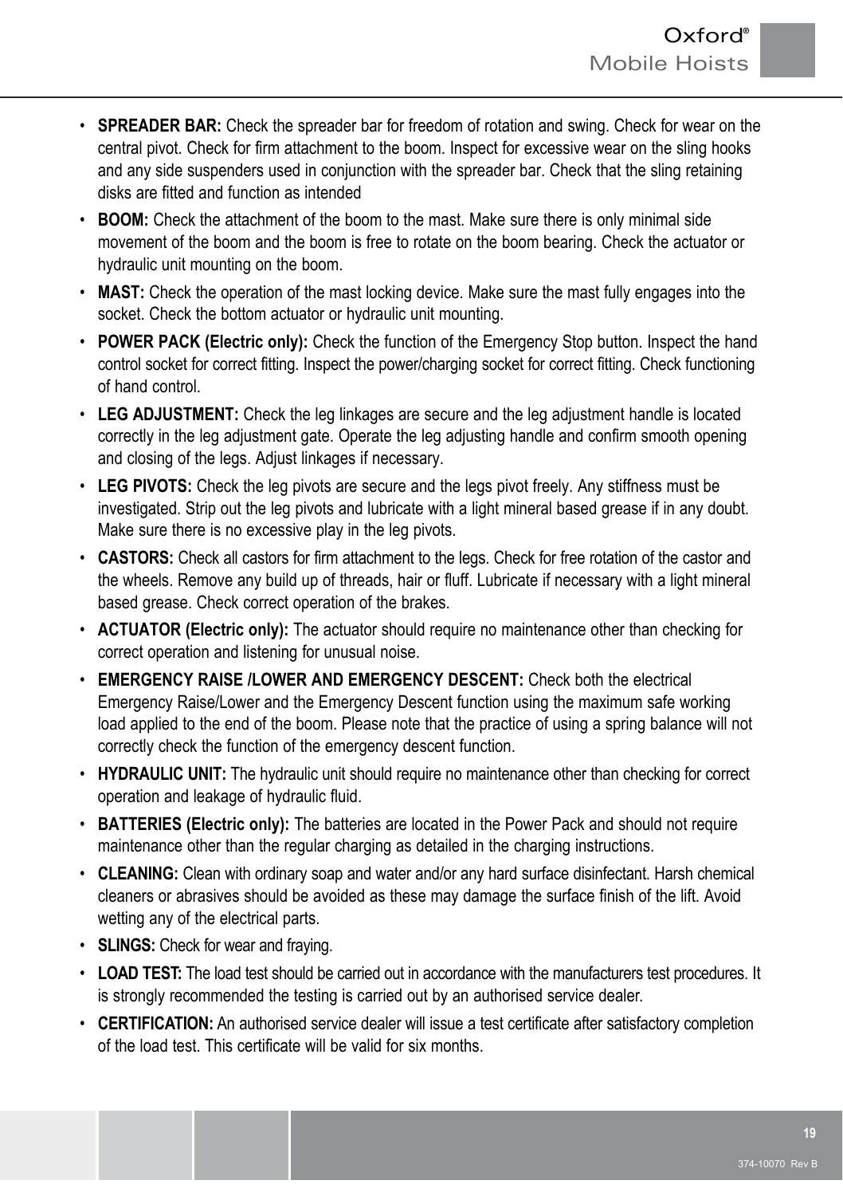- **SPREADER BAR:** Check the spreader bar for freedom of rotation and swing. Check for wear on the central pivot. Check for firm attachment to the boom. Inspect for excessive wear on the sling hooks and any side suspenders used in conjunction with the spreader bar. Check that the sling retaining disks are fitted and function as intended
- **BOOM:** Check the attachment of the boom to the mast. Make sure there is only minimal side movement of the boom and the boom is free to rotate on the boom bearing. Check the actuator or hydraulic unit mounting on the boom.
- **MAST:** Check the operation of the mast locking device. Make sure the mast fully engages into the socket. Check the bottom actuator or hydraulic unit mounting.
- **POWER PACK (Electric only):** Check the function of the Emergency Stop button. Inspect the hand control socket for correct fitting. Inspect the power/charging socket for correct fitting. Check functioning of hand control.
- **LEG ADJUSTMENT:** Check the leg linkages are secure and the leg adjustment handle is located correctly in the leg adjustment gate. Operate the leg adjusting handle and confirm smooth opening and closing of the legs. Adjust linkages if necessary.
- **LEG PIVOTS:** Check the leg pivots are secure and the legs pivot freely. Any stiffness must be investigated. Strip out the leg pivots and lubricate with a light mineral based grease if in any doubt. Make sure there is no excessive play in the leg pivots.
- **CASTORS:** Check all castors for firm attachment to the legs. Check for free rotation of the castor and the wheels. Remove any build up of threads, hair or fluff. Lubricate if necessary with a light mineral based grease. Check correct operation of the brakes.
- **ACTUATOR (Electric only):** The actuator should require no maintenance other than checking for correct operation and listening for unusual noise.
- **EMERGENCY RAISE /LOWER AND EMERGENCY DESCENT:** Check both the electrical Emergency Raise/Lower and the Emergency Descent function using the maximum safe working load applied to the end of the boom. Please note that the practice of using a spring balance will not correctly check the function of the emergency descent function.
- **HYDRAULIC UNIT:** The hydraulic unit should require no maintenance other than checking for correct operation and leakage of hydraulic fluid.
- **BATTERIES (Electric only):** The batteries are located in the Power Pack and should not require maintenance other than the regular charging as detailed in the charging instructions.
- **CLEANING:** Clean with ordinary soap and water and/or any hard surface disinfectant. Harsh chemical cleaners or abrasives should be avoided as these may damage the surface finish of the lift. Avoid wetting any of the electrical parts.
- **SLINGS:** Check for wear and fraying.
- **LOAD TEST:** The load test should be carried out in accordance with the manufacturers test procedures. It is strongly recommended the testing is carried out by an authorised service dealer.
- **CERTIFICATION:** An authorised service dealer will issue a test certificate after satisfactory completion of the load test. This certificate will be valid for six months.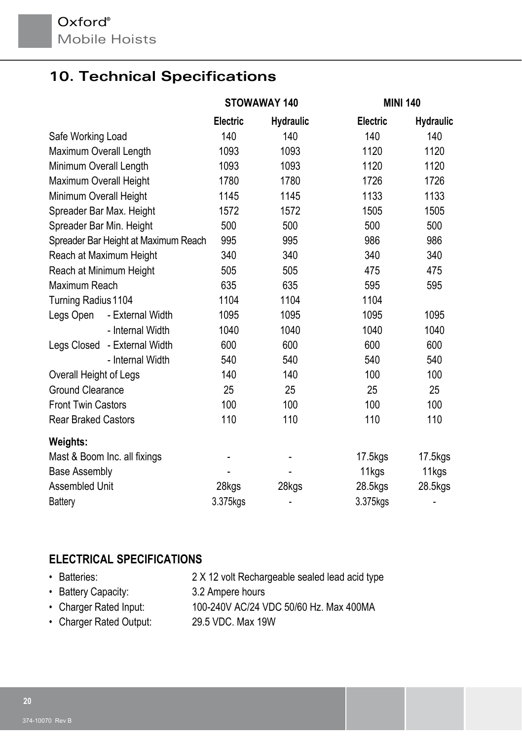# 10. Technical Specifications

| | STOWAWAY 140 | | MINI 140 | |
|---|---|---|---|---|
| | **Electric** | **Hydraulic** | **Electric** | **Hydraulic** |
| Safe Working Load | 140 | 140 | 140 | 140 |
| Maximum Overall Length | 1093 | 1093 | 1120 | 1120 |
| Minimum Overall Length | 1093 | 1093 | 1120 | 1120 |
| Maximum Overall Height | 1780 | 1780 | 1726 | 1726 |
| Minimum Overall Height | 1145 | 1145 | 1133 | 1133 |
| Spreader Bar Max. Height | 1572 | 1572 | 1505 | 1505 |
| Spreader Bar Min. Height | 500 | 500 | 500 | 500 |
| Spreader Bar Height at Maximum Reach | 995 | 995 | 986 | 986 |
| Reach at Maximum Height | 340 | 340 | 340 | 340 |
| Reach at Minimum Height | 505 | 505 | 475 | 475 |
| Maximum Reach | 635 | 635 | 595 | 595 |
| Turning Radius 1104 | 1104 | 1104 | 1104 | |
| Legs Open - External Width | 1095 | 1095 | 1095 | 1095 |
| - Internal Width | 1040 | 1040 | 1040 | 1040 |
| Legs Closed - External Width | 600 | 600 | 600 | 600 |
| - Internal Width | 540 | 540 | 540 | 540 |
| Overall Height of Legs | 140 | 140 | 100 | 100 |
| Ground Clearance | 25 | 25 | 25 | 25 |
| Front Twin Castors | 100 | 100 | 100 | 100 |
| Rear Braked Castors | 110 | 110 | 110 | 110 |
| **Weights:** | | | | |
| Mast & Boom Inc. all fixings | - | - | 17.5kgs | 17.5kgs |
| Base Assembly | - | - | 11kgs | 11kgs |
| Assembled Unit | 28kgs | 28kgs | 28.5kgs | 28.5kgs |
| Battery | 3.375kgs | - | 3.375kgs | - |

## ELECTRICAL SPECIFICATIONS

- Batteries: 2 X 12 volt Rechargeable sealed lead acid type
- Battery Capacity: 3.2 Ampere hours
- Charger Rated Input: 100-240V AC/24 VDC 50/60 Hz. Max 400MA
- Charger Rated Output: 29.5 VDC. Max 19W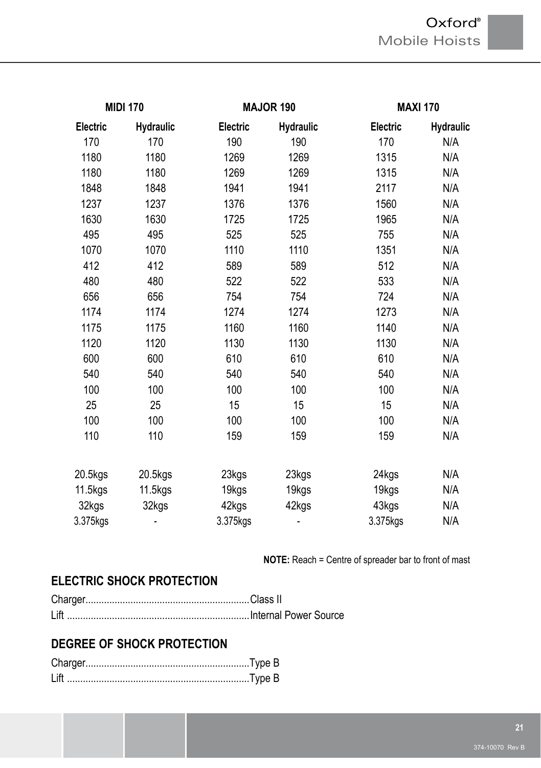| MIDI 170 | | MAJOR 190 | | MAXI 170 | |
|---|---|---|---|---|---|
| **Electric** | **Hydraulic** | **Electric** | **Hydraulic** | **Electric** | **Hydraulic** |
| 170 | 170 | 190 | 190 | 170 | N/A |
| 1180 | 1180 | 1269 | 1269 | 1315 | N/A |
| 1180 | 1180 | 1269 | 1269 | 1315 | N/A |
| 1848 | 1848 | 1941 | 1941 | 2117 | N/A |
| 1237 | 1237 | 1376 | 1376 | 1560 | N/A |
| 1630 | 1630 | 1725 | 1725 | 1965 | N/A |
| 495 | 495 | 525 | 525 | 755 | N/A |
| 1070 | 1070 | 1110 | 1110 | 1351 | N/A |
| 412 | 412 | 589 | 589 | 512 | N/A |
| 480 | 480 | 522 | 522 | 533 | N/A |
| 656 | 656 | 754 | 754 | 724 | N/A |
| 1174 | 1174 | 1274 | 1274 | 1273 | N/A |
| 1175 | 1175 | 1160 | 1160 | 1140 | N/A |
| 1120 | 1120 | 1130 | 1130 | 1130 | N/A |
| 600 | 600 | 610 | 610 | 610 | N/A |
| 540 | 540 | 540 | 540 | 540 | N/A |
| 100 | 100 | 100 | 100 | 100 | N/A |
| 25 | 25 | 15 | 15 | 15 | N/A |
| 100 | 100 | 100 | 100 | 100 | N/A |
| 110 | 110 | 159 | 159 | 159 | N/A |
| | | | | | |
| 20.5kgs | 20.5kgs | 23kgs | 23kgs | 24kgs | N/A |
| 11.5kgs | 11.5kgs | 19kgs | 19kgs | 19kgs | N/A |
| 32kgs | 32kgs | 42kgs | 42kgs | 43kgs | N/A |
| 3.375kgs | - | 3.375kgs | - | 3.375kgs | N/A |

**NOTE:** Reach = Centre of spreader bar to front of mast

## ELECTRIC SHOCK PROTECTION

Charger..............................................................Class II
Lift .....................................................................Internal Power Source

## DEGREE OF SHOCK PROTECTION

Charger..............................................................Type B
Lift .....................................................................Type B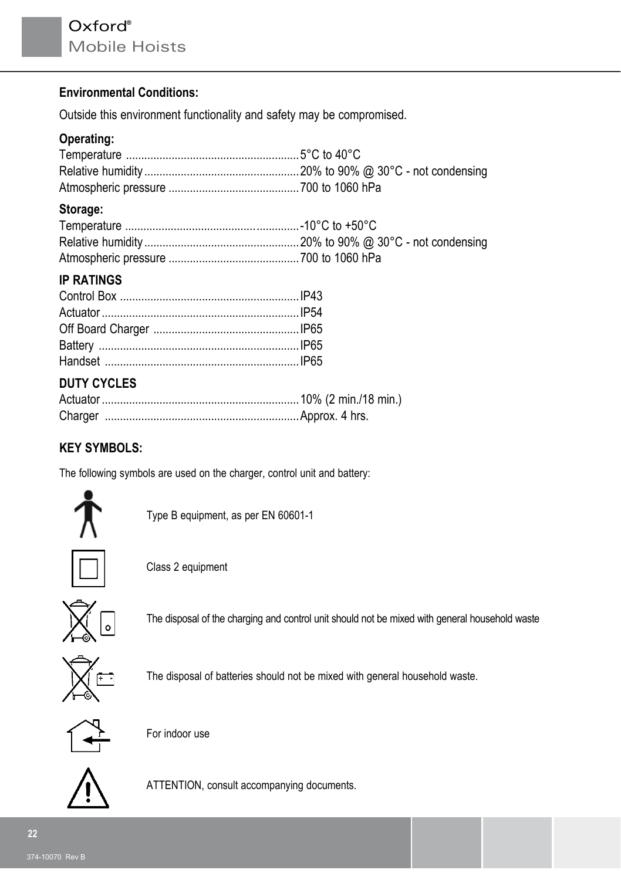**Environmental Conditions:**

Outside this environment functionality and safety may be compromised.

**Operating:**

Temperature ........................................................ 5°C to 40°C
Relative humidity .................................................. 20% to 90% @ 30°C - not condensing
Atmospheric pressure .......................................... 700 to 1060 hPa

**Storage:**

Temperature ........................................................ -10°C to +50°C
Relative humidity .................................................. 20% to 90% @ 30°C - not condensing
Atmospheric pressure .......................................... 700 to 1060 hPa

**IP RATINGS**

Control Box .......................................................... IP43
Actuator ................................................................ IP54
Off Board Charger ................................................ IP65
Battery .................................................................. IP65
Handset ................................................................ IP65

**DUTY CYCLES**

Actuator ................................................................ 10% (2 min./18 min.)
Charger ................................................................ Approx. 4 hrs.

**KEY SYMBOLS:**

The following symbols are used on the charger, control unit and battery:

Type B equipment, as per EN 60601-1

Class 2 equipment

The disposal of the charging and control unit should not be mixed with general household waste

The disposal of batteries should not be mixed with general household waste.

For indoor use

ATTENTION, consult accompanying documents.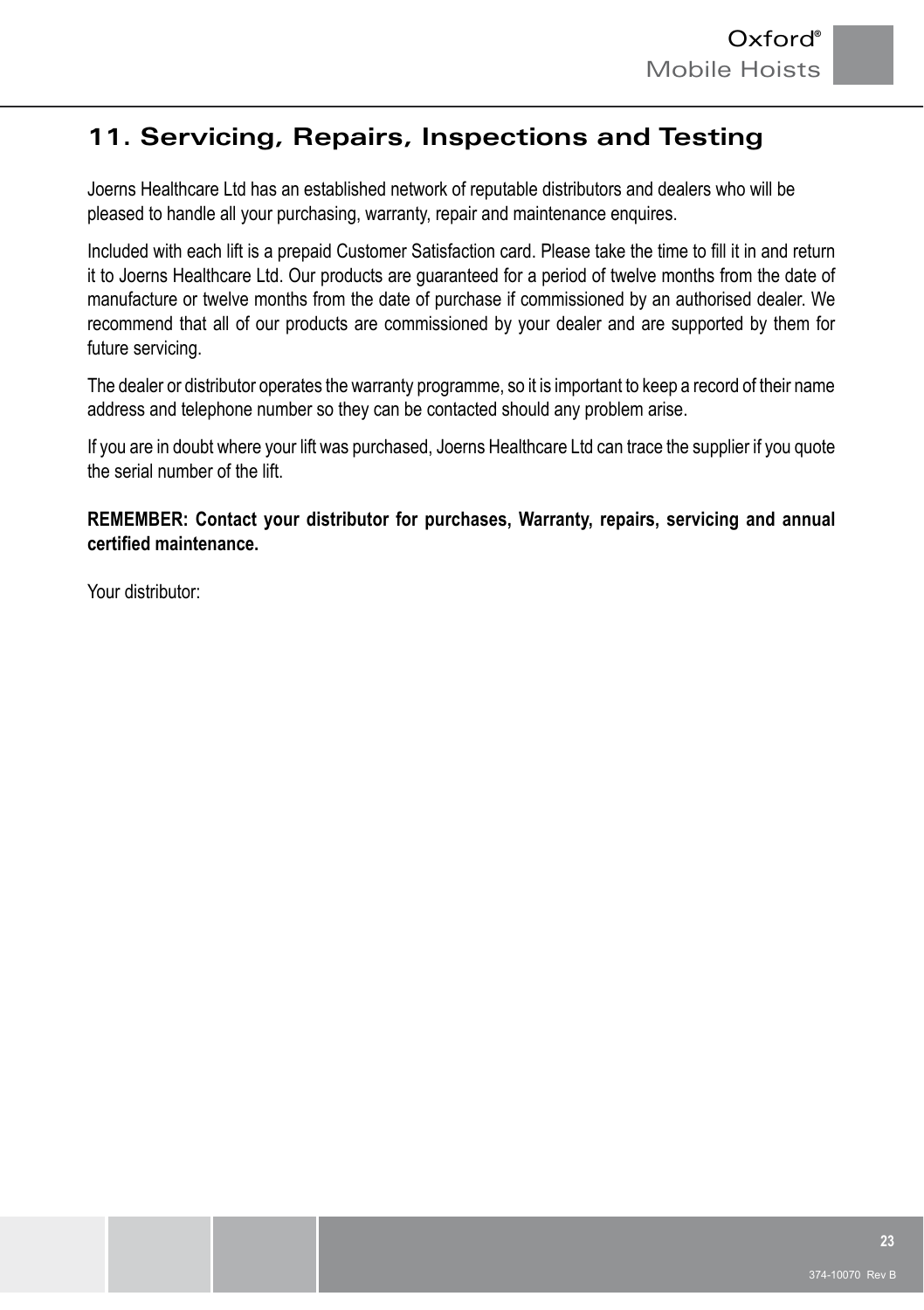# 11. Servicing, Repairs, Inspections and Testing

Joerns Healthcare Ltd has an established network of reputable distributors and dealers who will be pleased to handle all your purchasing, warranty, repair and maintenance enquires.

Included with each lift is a prepaid Customer Satisfaction card. Please take the time to fill it in and return it to Joerns Healthcare Ltd. Our products are guaranteed for a period of twelve months from the date of manufacture or twelve months from the date of purchase if commissioned by an authorised dealer. We recommend that all of our products are commissioned by your dealer and are supported by them for future servicing.

The dealer or distributor operates the warranty programme, so it is important to keep a record of their name address and telephone number so they can be contacted should any problem arise.

If you are in doubt where your lift was purchased, Joerns Healthcare Ltd can trace the supplier if you quote the serial number of the lift.

**REMEMBER: Contact your distributor for purchases, Warranty, repairs, servicing and annual certified maintenance.**

Your distributor: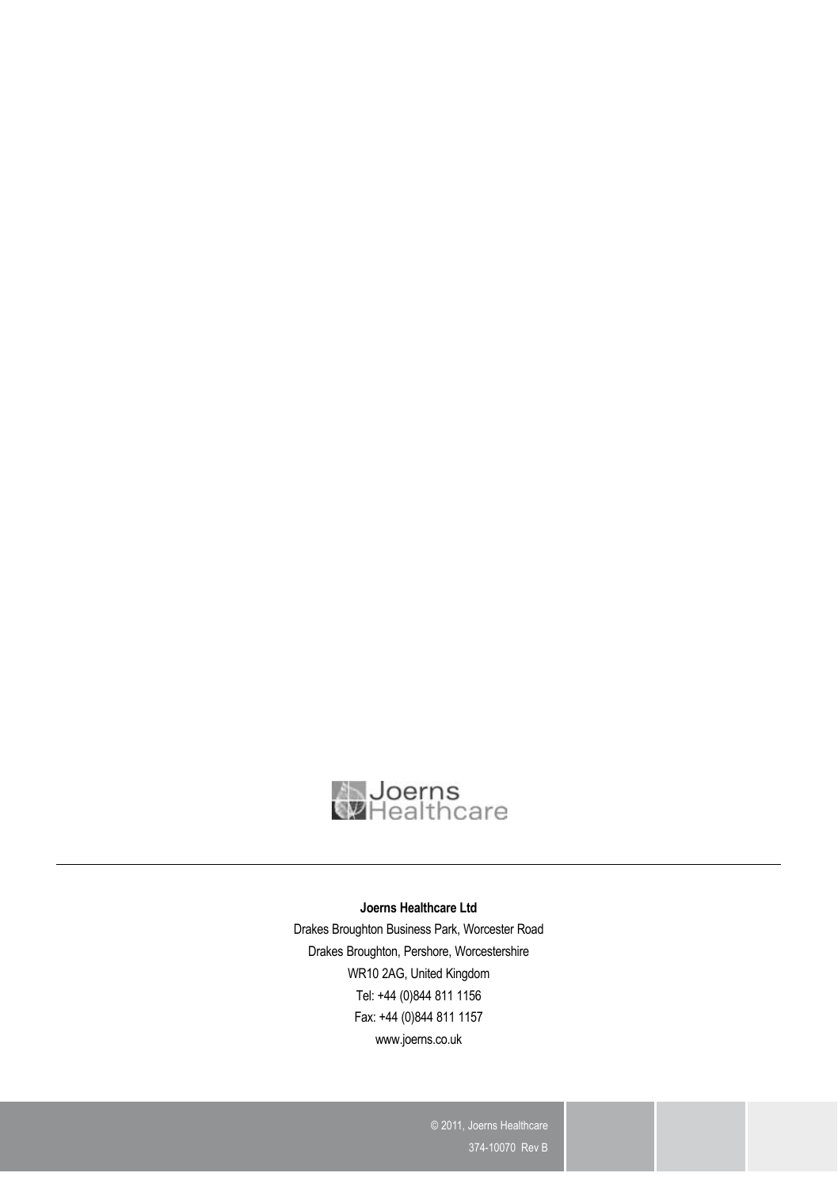Joerns
Healthcare

---

**Joerns Healthcare Ltd**

Drakes Broughton Business Park, Worcester Road

Drakes Broughton, Pershore, Worcestershire

WR10 2AG, United Kingdom

Tel: +44 (0)844 811 1156

Fax: +44 (0)844 811 1157

www.joerns.co.uk

© 2011, Joerns Healthcare

374-10070 Rev B